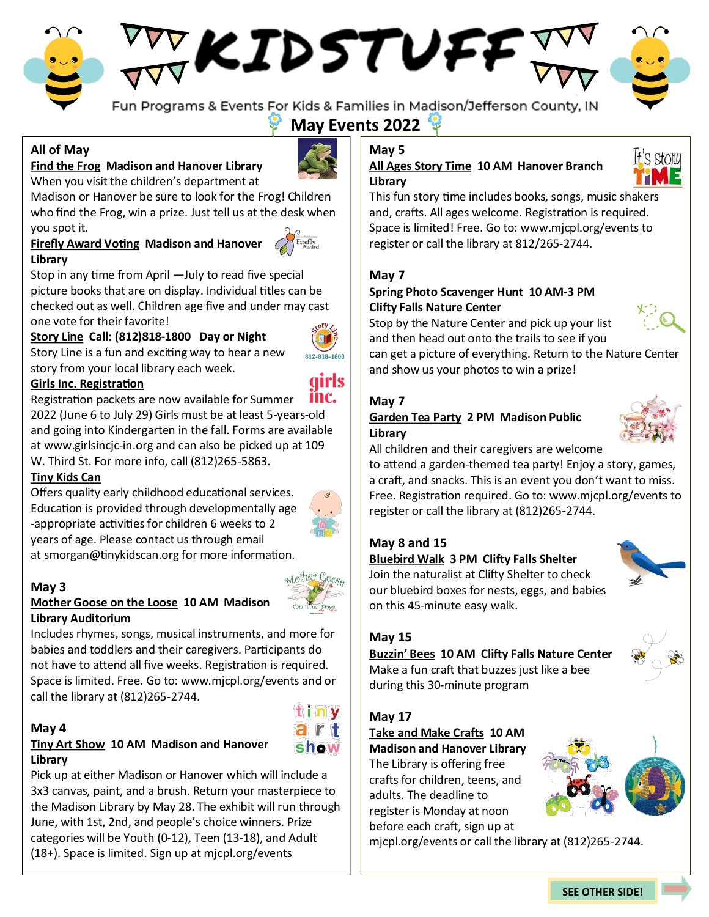# KIDSTUFF

Fun Programs & Events For Kids & Families in Madison/Jefferson County, IN

## May Events 2022

### All of May

**Find the Frog Madison and Hanover Library**

When you visit the children's department at Madison or Hanover be sure to look for the Frog! Children who find the Frog, win a prize. Just tell us at the desk when you spot it.

**Firefly Award Voting Madison and Hanover Library**

Stop in any time from April —July to read five special picture books that are on display. Individual titles can be checked out as well. Children age five and under may cast one vote for their favorite!

**Story Line Call: (812)818-1800 Day or Night**

Story Line is a fun and exciting way to hear a new story from your local library each week.

**Girls Inc. Registration**

Registration packets are now available for Summer 2022 (June 6 to July 29) Girls must be at least 5-years-old and going into Kindergarten in the fall. Forms are available at www.girlsincjc-in.org and can also be picked up at 109 W. Third St. For more info, call (812)265-5863.

**Tiny Kids Can**

Offers quality early childhood educational services. Education is provided through developmentally age-appropriate activities for children 6 weeks to 2 years of age. Please contact us through email at smorgan@tinykidscan.org for more information.

### May 3

**Mother Goose on the Loose 10 AM Madison Library Auditorium**

Includes rhymes, songs, musical instruments, and more for babies and toddlers and their caregivers. Participants do not have to attend all five weeks. Registration is required. Space is limited. Free. Go to: www.mjcpl.org/events and or call the library at (812)265-2744.

### May 4

**Tiny Art Show 10 AM Madison and Hanover Library**

Pick up at either Madison or Hanover which will include a 3x3 canvas, paint, and a brush. Return your masterpiece to the Madison Library by May 28. The exhibit will run through June, with 1st, 2nd, and people's choice winners. Prize categories will be Youth (0-12), Teen (13-18), and Adult (18+). Space is limited. Sign up at mjcpl.org/events

### May 5

**All Ages Story Time 10 AM Hanover Branch Library**

This fun story time includes books, songs, music shakers and, crafts. All ages welcome. Registration is required. Space is limited! Free. Go to: www.mjcpl.org/events to register or call the library at 812/265-2744.

### May 7

**Spring Photo Scavenger Hunt 10 AM-3 PM Clifty Falls Nature Center**

Stop by the Nature Center and pick up your list and then head out onto the trails to see if you can get a picture of everything. Return to the Nature Center and show us your photos to win a prize!

### May 7

**Garden Tea Party 2 PM Madison Public Library**

All children and their caregivers are welcome to attend a garden-themed tea party! Enjoy a story, games, a craft, and snacks. This is an event you don't want to miss. Free. Registration required. Go to: www.mjcpl.org/events to register or call the library at (812)265-2744.

### May 8 and 15

**Bluebird Walk 3 PM Clifty Falls Shelter**

Join the naturalist at Clifty Shelter to check our bluebird boxes for nests, eggs, and babies on this 45-minute easy walk.

### May 15

**Buzzin' Bees 10 AM Clifty Falls Nature Center**

Make a fun craft that buzzes just like a bee during this 30-minute program

### May 17

**Take and Make Crafts 10 AM Madison and Hanover Library**

The Library is offering free crafts for children, teens, and adults. The deadline to register is Monday at noon before each craft, sign up at mjcpl.org/events or call the library at (812)265-2744.

SEE OTHER SIDE!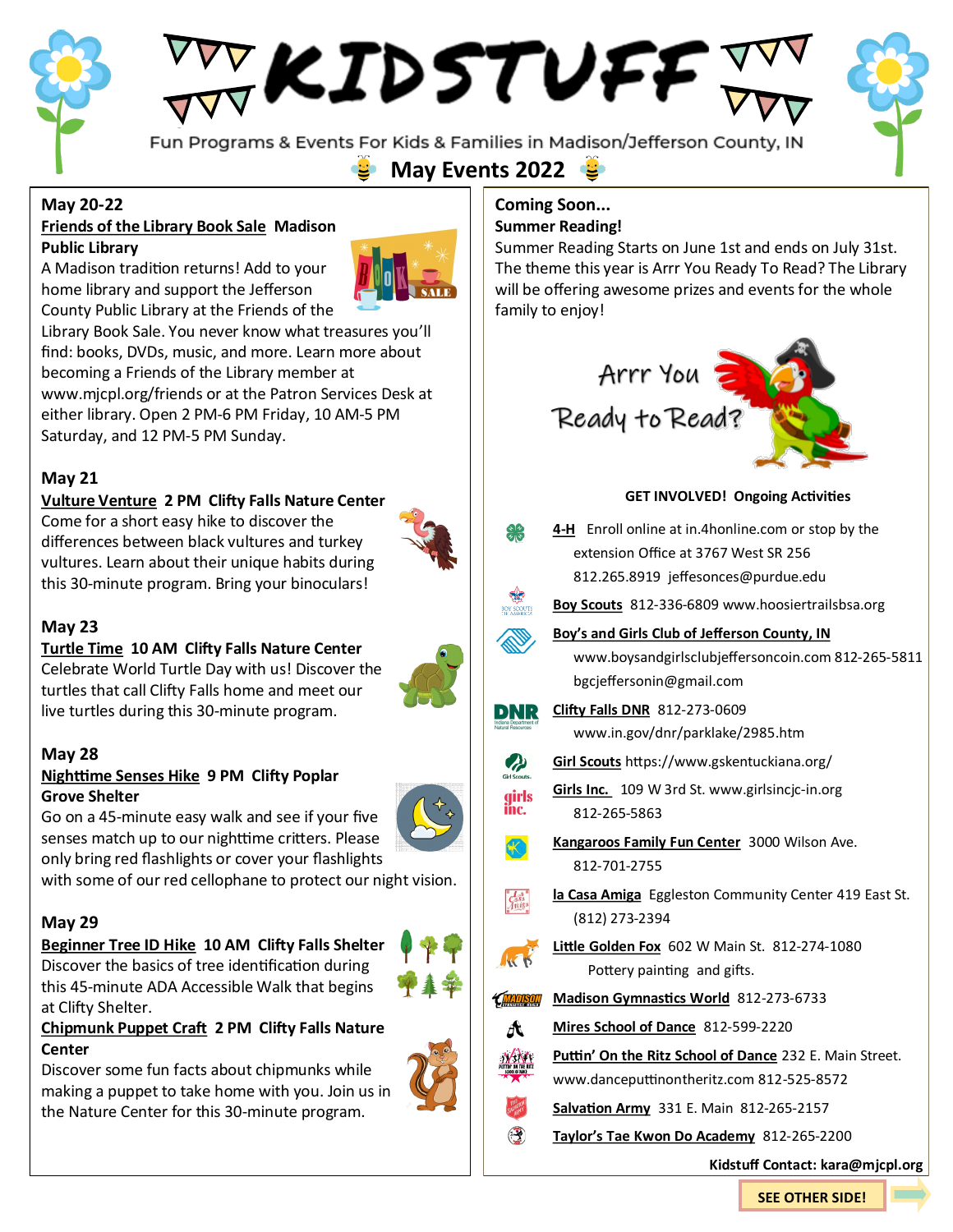# KIDSTUFF

Fun Programs & Events For Kids & Families in Madison/Jefferson County, IN

## May Events 2022

### May 20-22

**Friends of the Library Book Sale** **Madison Public Library**

A Madison tradition returns! Add to your home library and support the Jefferson County Public Library at the Friends of the Library Book Sale. You never know what treasures you'll find: books, DVDs, music, and more. Learn more about becoming a Friends of the Library member at www.mjcpl.org/friends or at the Patron Services Desk at either library. Open 2 PM-6 PM Friday, 10 AM-5 PM Saturday, and 12 PM-5 PM Sunday.

### May 21

**Vulture Venture** **2 PM Clifty Falls Nature Center**

Come for a short easy hike to discover the differences between black vultures and turkey vultures. Learn about their unique habits during this 30-minute program. Bring your binoculars!

### May 23

**Turtle Time** **10 AM Clifty Falls Nature Center**

Celebrate World Turtle Day with us! Discover the turtles that call Clifty Falls home and meet our live turtles during this 30-minute program.

### May 28

**Nighttime Senses Hike** **9 PM Clifty Poplar Grove Shelter**

Go on a 45-minute easy walk and see if your five senses match up to our nighttime critters. Please only bring red flashlights or cover your flashlights with some of our red cellophane to protect our night vision.

### May 29

**Beginner Tree ID Hike** **10 AM Clifty Falls Shelter**

Discover the basics of tree identification during this 45-minute ADA Accessible Walk that begins at Clifty Shelter.

**Chipmunk Puppet Craft** **2 PM Clifty Falls Nature Center**

Discover some fun facts about chipmunks while making a puppet to take home with you. Join us in the Nature Center for this 30-minute program.

### Coming Soon...

**Summer Reading!**

Summer Reading Starts on June 1st and ends on July 31st. The theme this year is Arrr You Ready To Read? The Library will be offering awesome prizes and events for the whole family to enjoy!

Arrr You Ready to Read?

**GET INVOLVED! Ongoing Activities**

- **4-H** Enroll online at in.4honline.com or stop by the extension Office at 3767 West SR 256 812.265.8919 jeffesonces@purdue.edu
- **Boy Scouts** 812-336-6809 www.hoosiertrailsbsa.org
- **Boy's and Girls Club of Jefferson County, IN** www.boysandgirlsclubjeffersoncoin.com 812-265-5811 bgcjeffersonin@gmail.com
- **Clifty Falls DNR** 812-273-0609 www.in.gov/dnr/parklake/2985.htm
- **Girl Scouts** https://www.gskentuckiana.org/
- **Girls Inc.** 109 W 3rd St. www.girlsincjc-in.org 812-265-5863
- **Kangaroos Family Fun Center** 3000 Wilson Ave. 812-701-2755
- **la Casa Amiga** Eggleston Community Center 419 East St. (812) 273-2394
- **Little Golden Fox** 602 W Main St. 812-274-1080 Pottery painting and gifts.
- **Madison Gymnastics World** 812-273-6733
- **Mires School of Dance** 812-599-2220
- **Puttin' On the Ritz School of Dance** 232 E. Main Street. www.danceputtinontheritz.com 812-525-8572
- **Salvation Army** 331 E. Main 812-265-2157
- **Taylor's Tae Kwon Do Academy** 812-265-2200

**Kidstuff Contact: kara@mjcpl.org**

**SEE OTHER SIDE!**